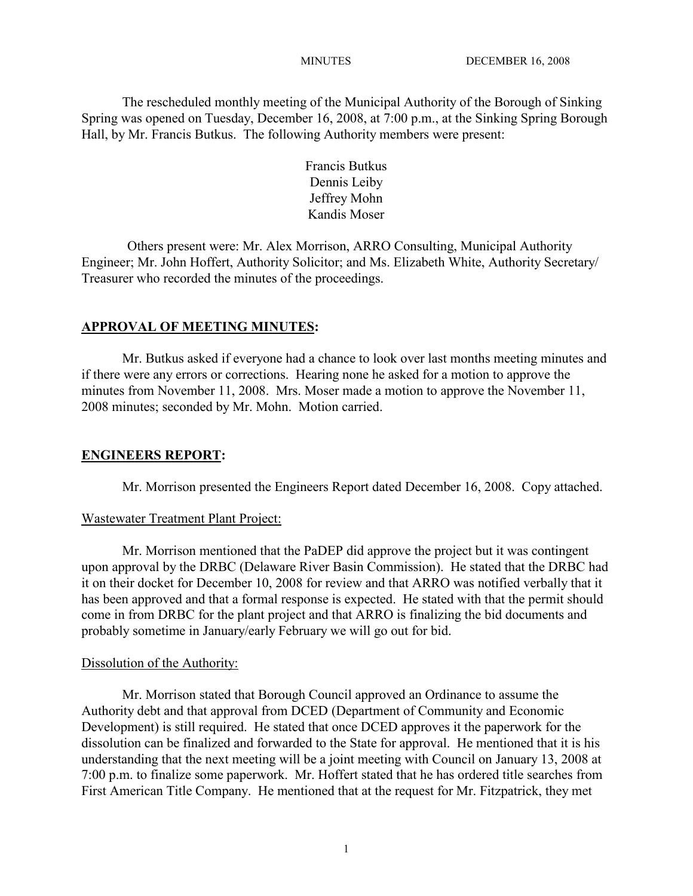MINUTES DECEMBER 16, 2008

The rescheduled monthly meeting of the Municipal Authority of the Borough of Sinking Spring was opened on Tuesday, December 16, 2008, at 7:00 p.m., at the Sinking Spring Borough Hall, by Mr. Francis Butkus. The following Authority members were present:

Francis Butkus
Dennis Leiby
Jeffrey Mohn
Kandis Moser

Others present were: Mr. Alex Morrison, ARRO Consulting, Municipal Authority Engineer; Mr. John Hoffert, Authority Solicitor; and Ms. Elizabeth White, Authority Secretary/ Treasurer who recorded the minutes of the proceedings.

## APPROVAL OF MEETING MINUTES:

Mr. Butkus asked if everyone had a chance to look over last months meeting minutes and if there were any errors or corrections. Hearing none he asked for a motion to approve the minutes from November 11, 2008. Mrs. Moser made a motion to approve the November 11, 2008 minutes; seconded by Mr. Mohn. Motion carried.

## ENGINEERS REPORT:

Mr. Morrison presented the Engineers Report dated December 16, 2008. Copy attached.

### Wastewater Treatment Plant Project:

Mr. Morrison mentioned that the PaDEP did approve the project but it was contingent upon approval by the DRBC (Delaware River Basin Commission). He stated that the DRBC had it on their docket for December 10, 2008 for review and that ARRO was notified verbally that it has been approved and that a formal response is expected. He stated with that the permit should come in from DRBC for the plant project and that ARRO is finalizing the bid documents and probably sometime in January/early February we will go out for bid.

### Dissolution of the Authority:

Mr. Morrison stated that Borough Council approved an Ordinance to assume the Authority debt and that approval from DCED (Department of Community and Economic Development) is still required. He stated that once DCED approves it the paperwork for the dissolution can be finalized and forwarded to the State for approval. He mentioned that it is his understanding that the next meeting will be a joint meeting with Council on January 13, 2008 at 7:00 p.m. to finalize some paperwork. Mr. Hoffert stated that he has ordered title searches from First American Title Company. He mentioned that at the request for Mr. Fitzpatrick, they met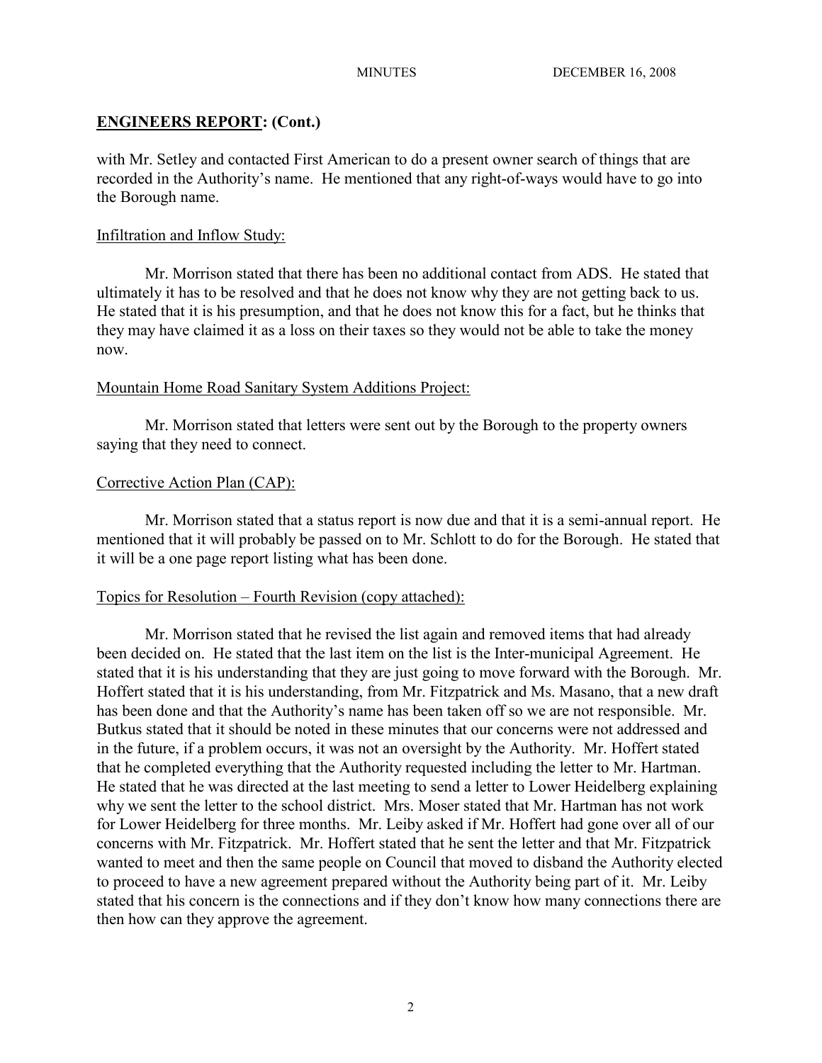## ENGINEERS REPORT: (Cont.)

with Mr. Setley and contacted First American to do a present owner search of things that are recorded in the Authority's name. He mentioned that any right-of-ways would have to go into the Borough name.

Infiltration and Inflow Study:

Mr. Morrison stated that there has been no additional contact from ADS. He stated that ultimately it has to be resolved and that he does not know why they are not getting back to us. He stated that it is his presumption, and that he does not know this for a fact, but he thinks that they may have claimed it as a loss on their taxes so they would not be able to take the money now.

Mountain Home Road Sanitary System Additions Project:

Mr. Morrison stated that letters were sent out by the Borough to the property owners saying that they need to connect.

Corrective Action Plan (CAP):

Mr. Morrison stated that a status report is now due and that it is a semi-annual report. He mentioned that it will probably be passed on to Mr. Schlott to do for the Borough. He stated that it will be a one page report listing what has been done.

Topics for Resolution – Fourth Revision (copy attached):

Mr. Morrison stated that he revised the list again and removed items that had already been decided on. He stated that the last item on the list is the Inter-municipal Agreement. He stated that it is his understanding that they are just going to move forward with the Borough. Mr. Hoffert stated that it is his understanding, from Mr. Fitzpatrick and Ms. Masano, that a new draft has been done and that the Authority's name has been taken off so we are not responsible. Mr. Butkus stated that it should be noted in these minutes that our concerns were not addressed and in the future, if a problem occurs, it was not an oversight by the Authority. Mr. Hoffert stated that he completed everything that the Authority requested including the letter to Mr. Hartman. He stated that he was directed at the last meeting to send a letter to Lower Heidelberg explaining why we sent the letter to the school district. Mrs. Moser stated that Mr. Hartman has not work for Lower Heidelberg for three months. Mr. Leiby asked if Mr. Hoffert had gone over all of our concerns with Mr. Fitzpatrick. Mr. Hoffert stated that he sent the letter and that Mr. Fitzpatrick wanted to meet and then the same people on Council that moved to disband the Authority elected to proceed to have a new agreement prepared without the Authority being part of it. Mr. Leiby stated that his concern is the connections and if they don't know how many connections there are then how can they approve the agreement.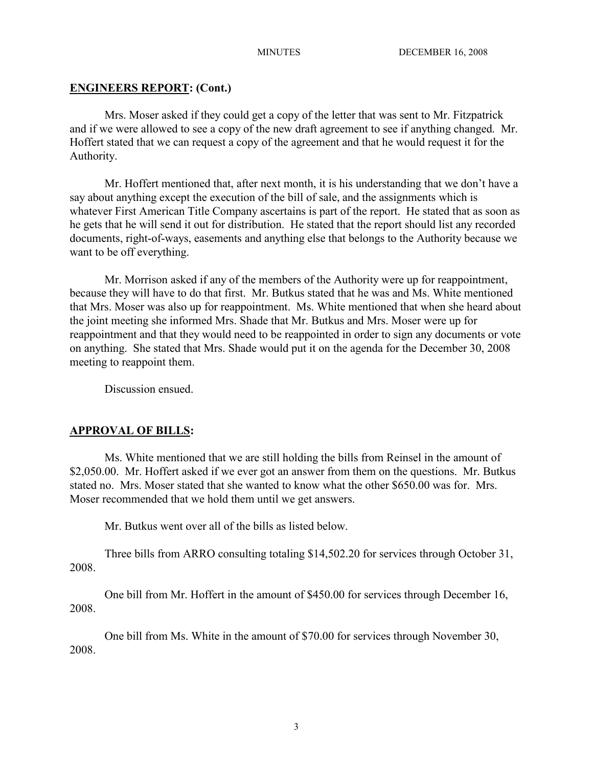## ENGINEERS REPORT: (Cont.)

Mrs. Moser asked if they could get a copy of the letter that was sent to Mr. Fitzpatrick and if we were allowed to see a copy of the new draft agreement to see if anything changed. Mr. Hoffert stated that we can request a copy of the agreement and that he would request it for the Authority.

Mr. Hoffert mentioned that, after next month, it is his understanding that we don't have a say about anything except the execution of the bill of sale, and the assignments which is whatever First American Title Company ascertains is part of the report. He stated that as soon as he gets that he will send it out for distribution. He stated that the report should list any recorded documents, right-of-ways, easements and anything else that belongs to the Authority because we want to be off everything.

Mr. Morrison asked if any of the members of the Authority were up for reappointment, because they will have to do that first. Mr. Butkus stated that he was and Ms. White mentioned that Mrs. Moser was also up for reappointment. Ms. White mentioned that when she heard about the joint meeting she informed Mrs. Shade that Mr. Butkus and Mrs. Moser were up for reappointment and that they would need to be reappointed in order to sign any documents or vote on anything. She stated that Mrs. Shade would put it on the agenda for the December 30, 2008 meeting to reappoint them.

Discussion ensued.

## APPROVAL OF BILLS:

Ms. White mentioned that we are still holding the bills from Reinsel in the amount of $2,050.00. Mr. Hoffert asked if we ever got an answer from them on the questions. Mr. Butkus stated no. Mrs. Moser stated that she wanted to know what the other $650.00 was for. Mrs. Moser recommended that we hold them until we get answers.

Mr. Butkus went over all of the bills as listed below.

Three bills from ARRO consulting totaling $14,502.20 for services through October 31, 2008.

One bill from Mr. Hoffert in the amount of $450.00 for services through December 16, 2008.

One bill from Ms. White in the amount of $70.00 for services through November 30, 2008.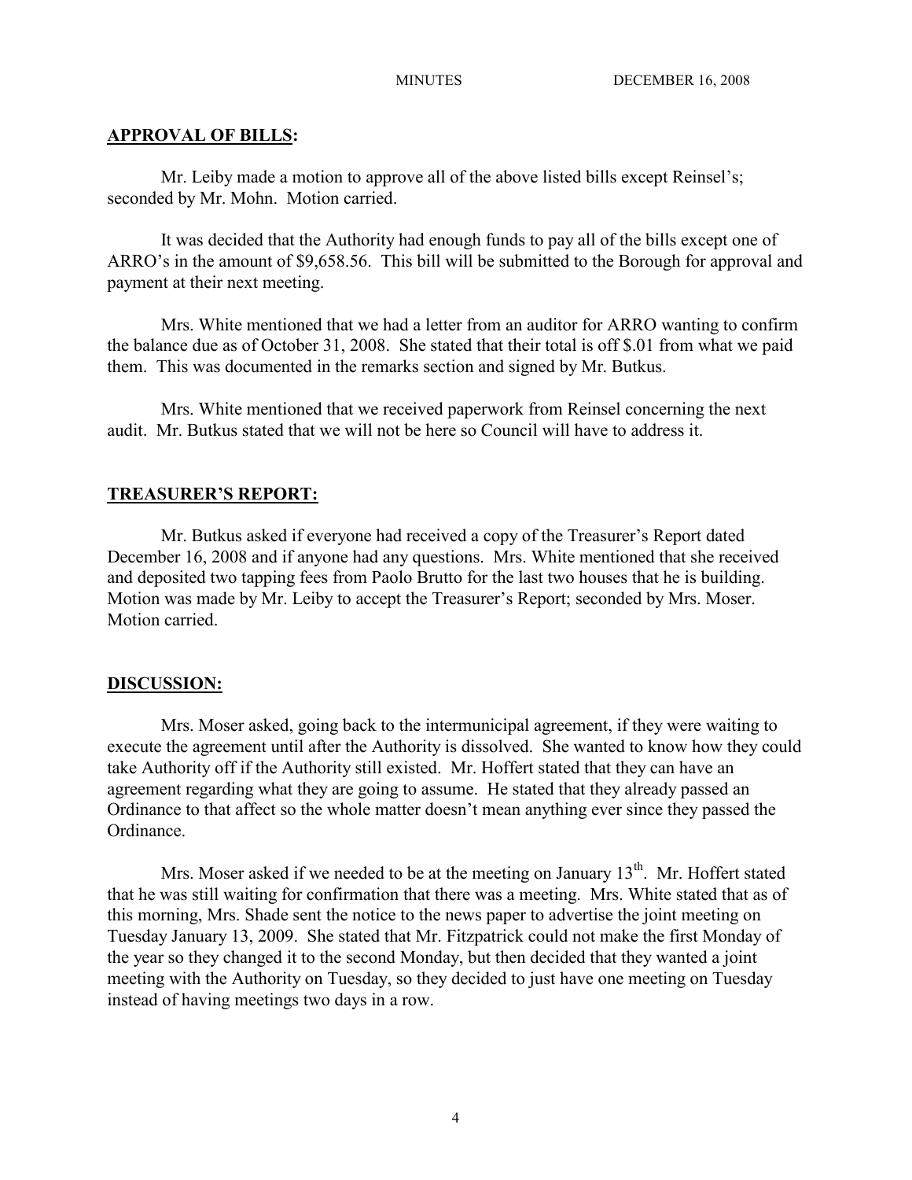## APPROVAL OF BILLS:

Mr. Leiby made a motion to approve all of the above listed bills except Reinsel's; seconded by Mr. Mohn. Motion carried.

It was decided that the Authority had enough funds to pay all of the bills except one of ARRO's in the amount of $9,658.56. This bill will be submitted to the Borough for approval and payment at their next meeting.

Mrs. White mentioned that we had a letter from an auditor for ARRO wanting to confirm the balance due as of October 31, 2008. She stated that their total is off $.01 from what we paid them. This was documented in the remarks section and signed by Mr. Butkus.

Mrs. White mentioned that we received paperwork from Reinsel concerning the next audit. Mr. Butkus stated that we will not be here so Council will have to address it.

## TREASURER'S REPORT:

Mr. Butkus asked if everyone had received a copy of the Treasurer's Report dated December 16, 2008 and if anyone had any questions. Mrs. White mentioned that she received and deposited two tapping fees from Paolo Brutto for the last two houses that he is building. Motion was made by Mr. Leiby to accept the Treasurer's Report; seconded by Mrs. Moser. Motion carried.

## DISCUSSION:

Mrs. Moser asked, going back to the intermunicipal agreement, if they were waiting to execute the agreement until after the Authority is dissolved. She wanted to know how they could take Authority off if the Authority still existed. Mr. Hoffert stated that they can have an agreement regarding what they are going to assume. He stated that they already passed an Ordinance to that affect so the whole matter doesn't mean anything ever since they passed the Ordinance.

Mrs. Moser asked if we needed to be at the meeting on January 13th. Mr. Hoffert stated that he was still waiting for confirmation that there was a meeting. Mrs. White stated that as of this morning, Mrs. Shade sent the notice to the news paper to advertise the joint meeting on Tuesday January 13, 2009. She stated that Mr. Fitzpatrick could not make the first Monday of the year so they changed it to the second Monday, but then decided that they wanted a joint meeting with the Authority on Tuesday, so they decided to just have one meeting on Tuesday instead of having meetings two days in a row.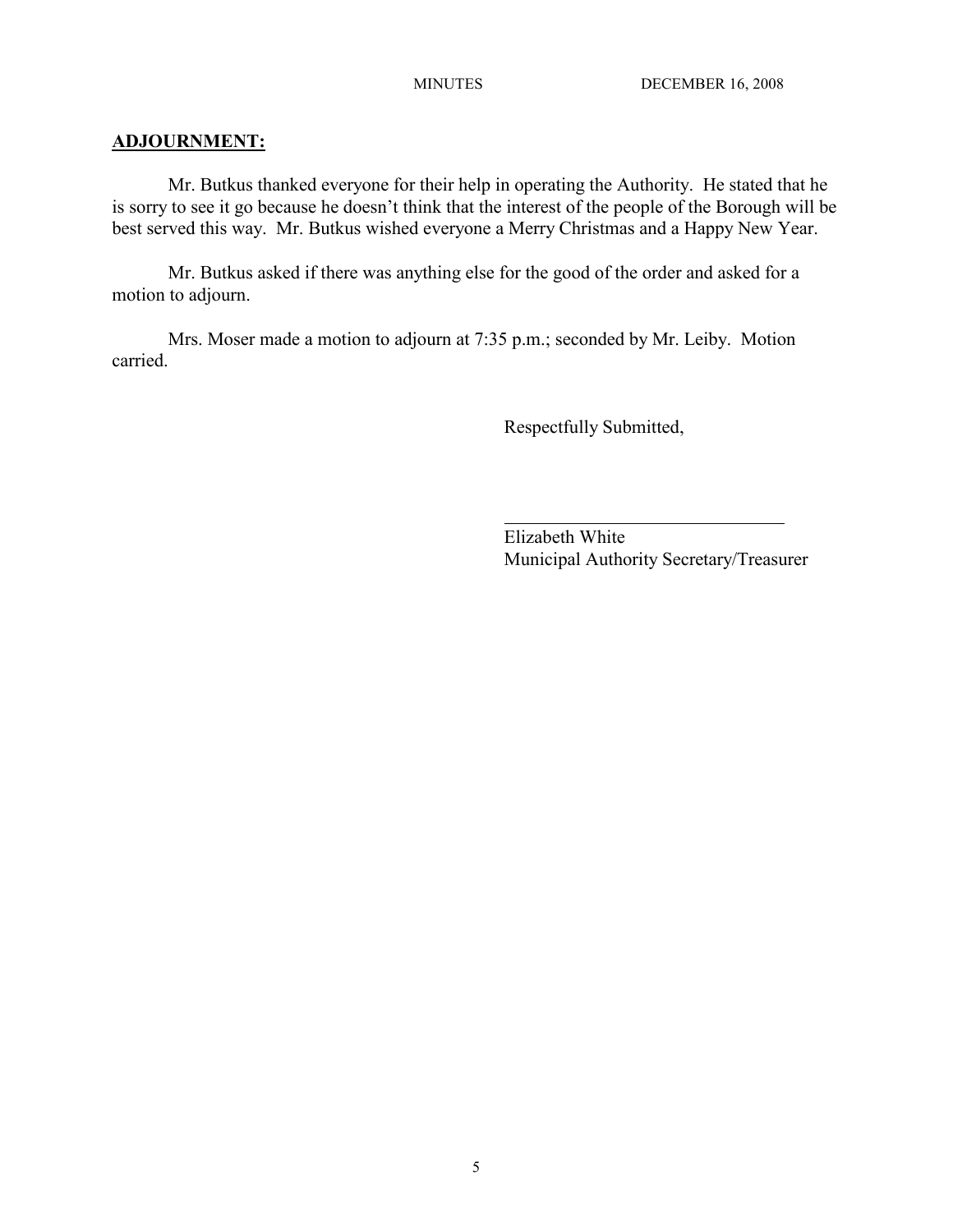## ADJOURNMENT:

Mr. Butkus thanked everyone for their help in operating the Authority. He stated that he is sorry to see it go because he doesn't think that the interest of the people of the Borough will be best served this way. Mr. Butkus wished everyone a Merry Christmas and a Happy New Year.

Mr. Butkus asked if there was anything else for the good of the order and asked for a motion to adjourn.

Mrs. Moser made a motion to adjourn at 7:35 p.m.; seconded by Mr. Leiby. Motion carried.

Respectfully Submitted,

Elizabeth White
Municipal Authority Secretary/Treasurer